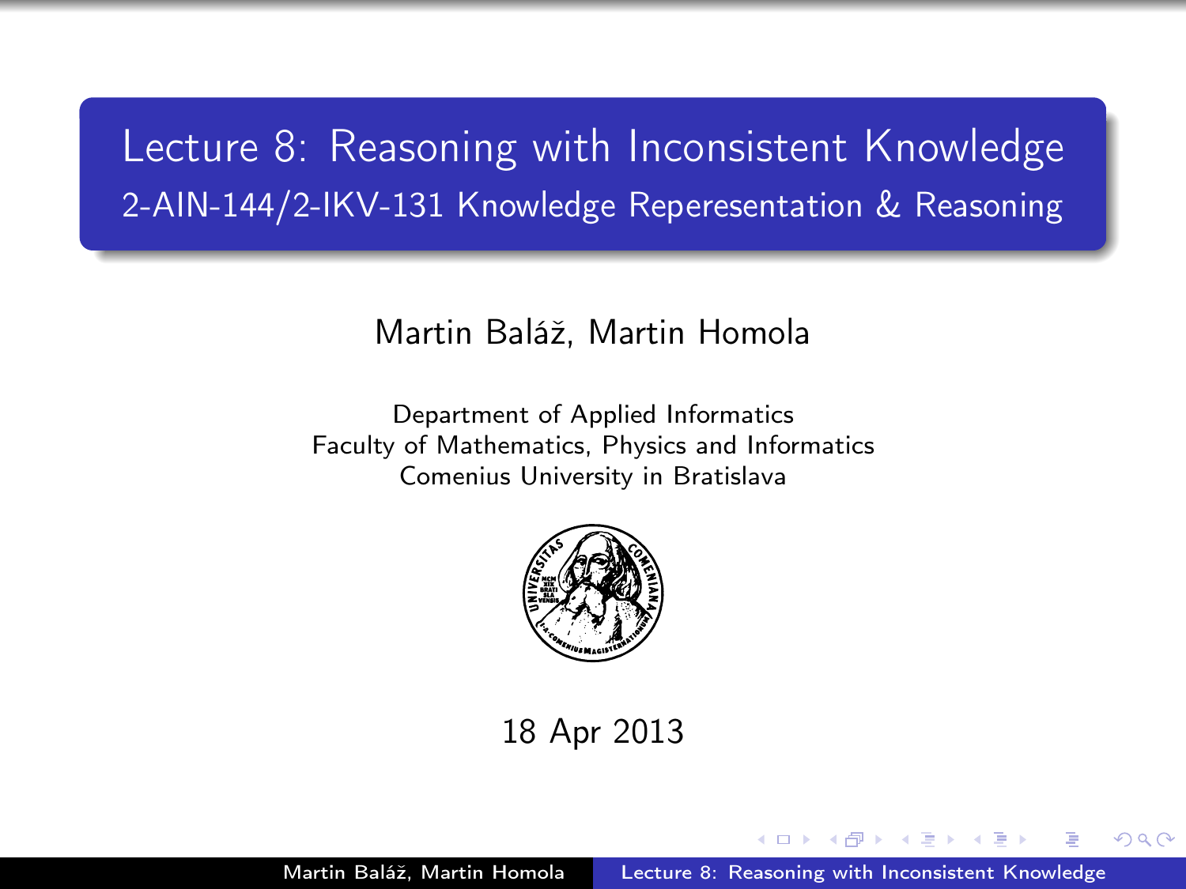# Lecture 8: Reasoning with Inconsistent Knowledge

## 2-AIN-144/2-IKV-131 Knowledge Reperesentation & Reasoning

Martin Baláž, Martin Homola

Department of Applied Informatics
Faculty of Mathematics, Physics and Informatics
Comenius University in Bratislava

18 Apr 2013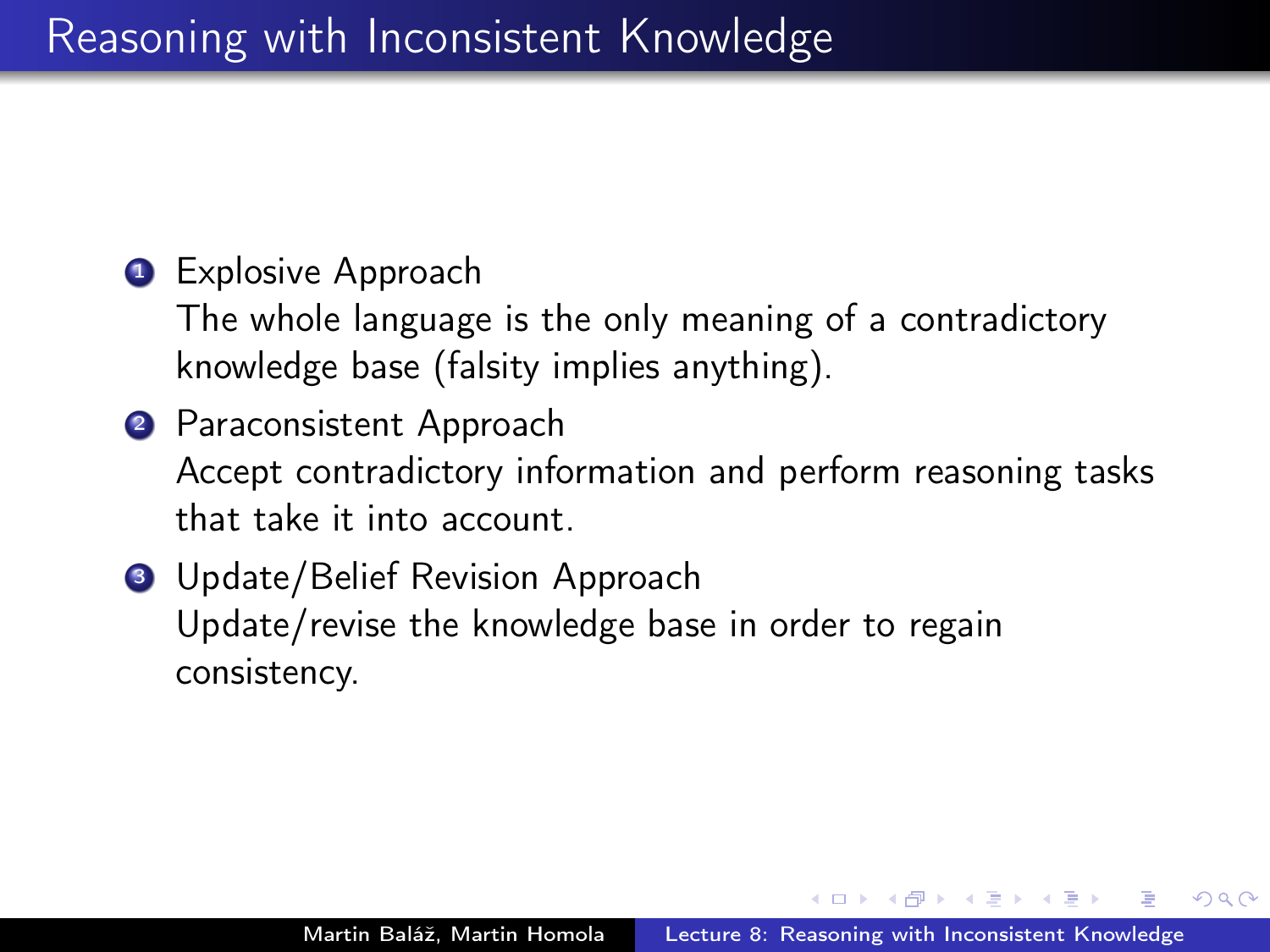# Reasoning with Inconsistent Knowledge

1. Explosive Approach
   The whole language is the only meaning of a contradictory knowledge base (falsity implies anything).
2. Paraconsistent Approach
   Accept contradictory information and perform reasoning tasks that take it into account.
3. Update/Belief Revision Approach
   Update/revise the knowledge base in order to regain consistency.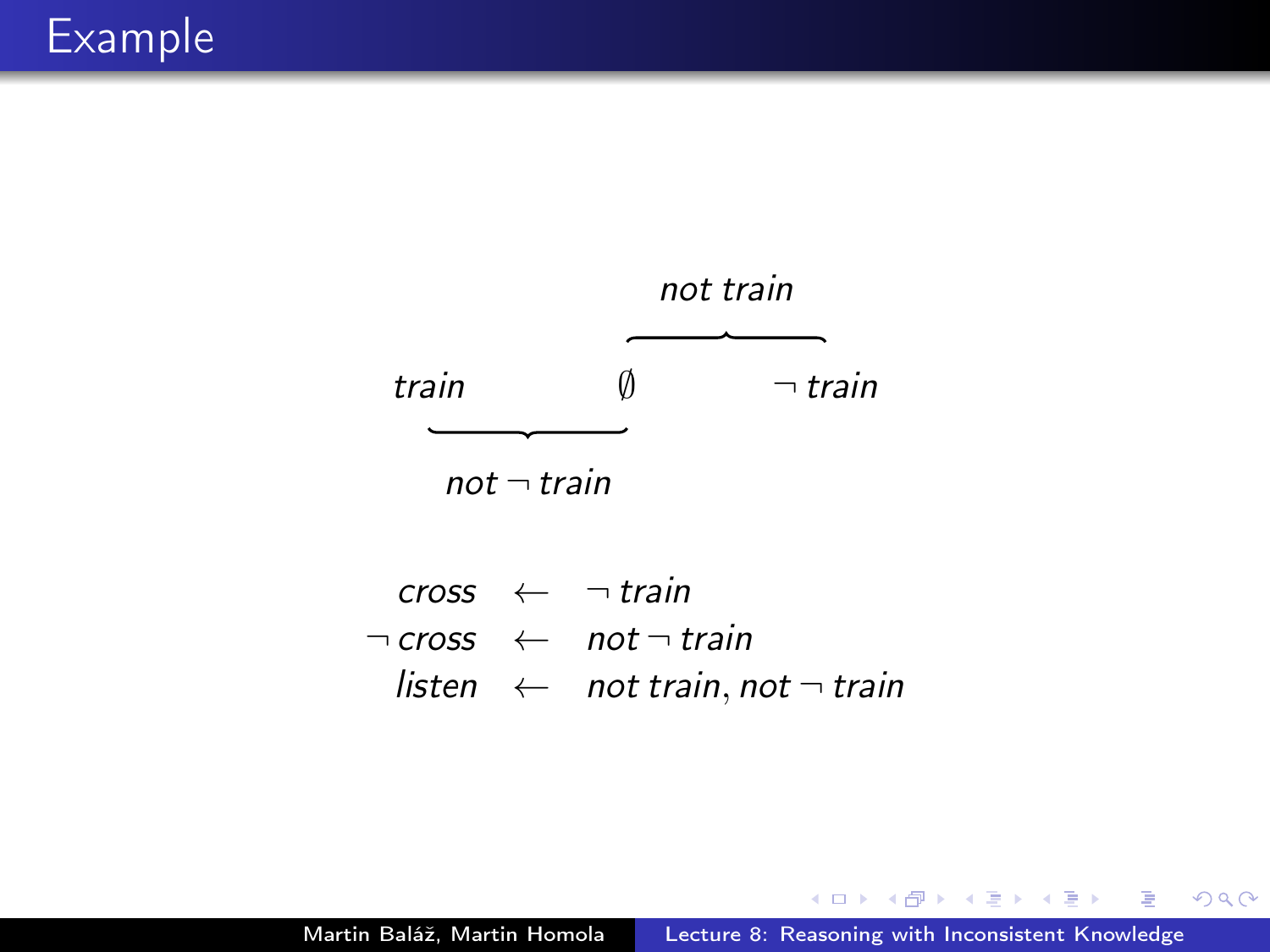# Example

$$\overbrace{\phantom{xx}}^{\textit{not train}}$$

$$\underbrace{\textit{train} \qquad \emptyset}_{\textit{not} \neg \textit{train}} \overbrace{\qquad \neg \textit{train}}^{\textit{not train}}$$

$$
\begin{aligned}
\textit{cross} &\leftarrow \neg \textit{train} \\
\neg \textit{cross} &\leftarrow \textit{not} \neg \textit{train} \\
\textit{listen} &\leftarrow \textit{not train}, \textit{not} \neg \textit{train}
\end{aligned}
$$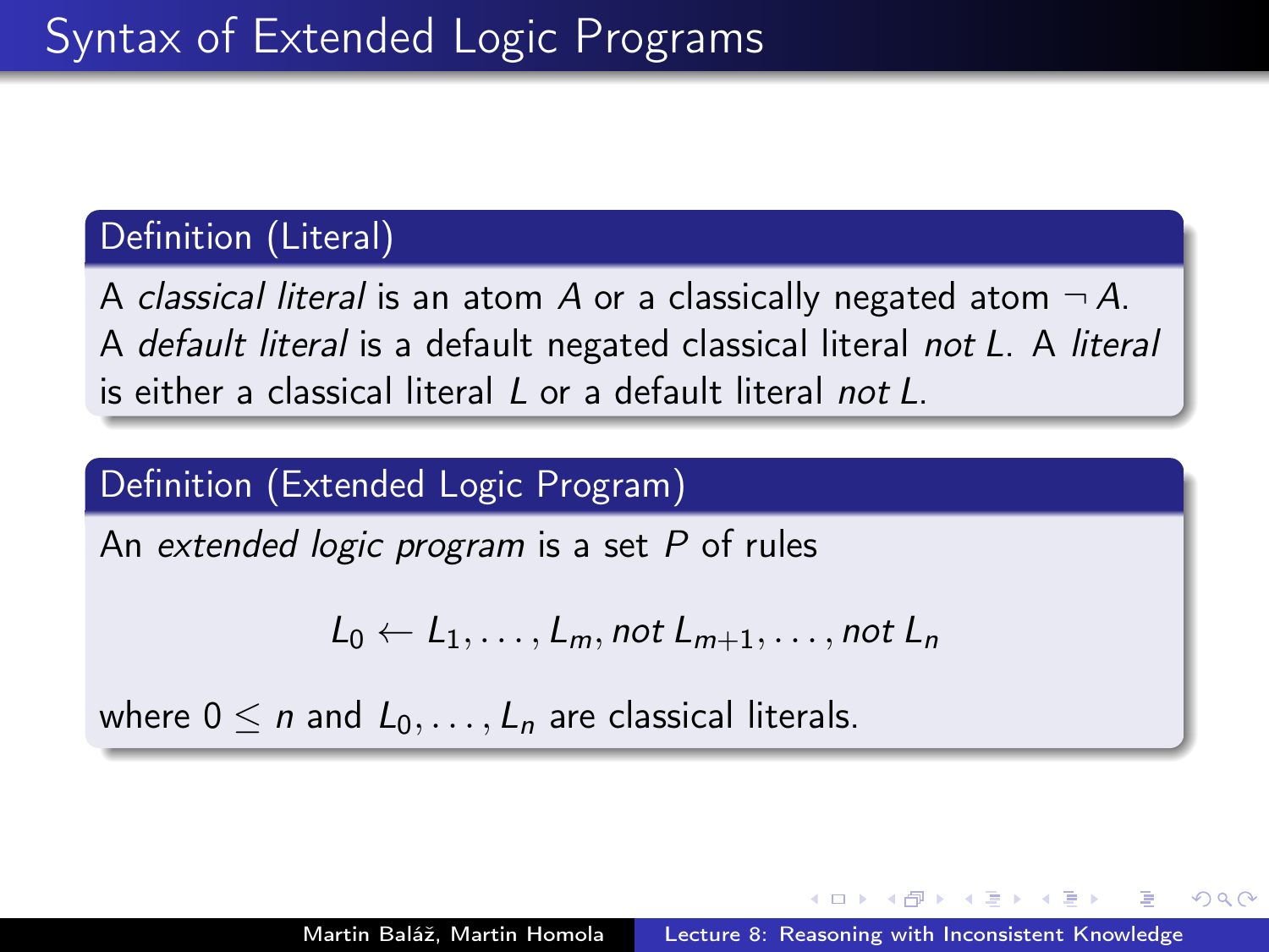# Syntax of Extended Logic Programs

**Definition (Literal)**

A *classical literal* is an atom $A$ or a classically negated atom $\neg A$. A *default literal* is a default negated classical literal *not* $L$. A *literal* is either a classical literal $L$ or a default literal *not* $L$.

**Definition (Extended Logic Program)**

An *extended logic program* is a set $P$ of rules

$$L_0 \leftarrow L_1, \ldots, L_m, not\ L_{m+1}, \ldots, not\ L_n$$

where $0 \leq n$ and $L_0, \ldots, L_n$ are classical literals.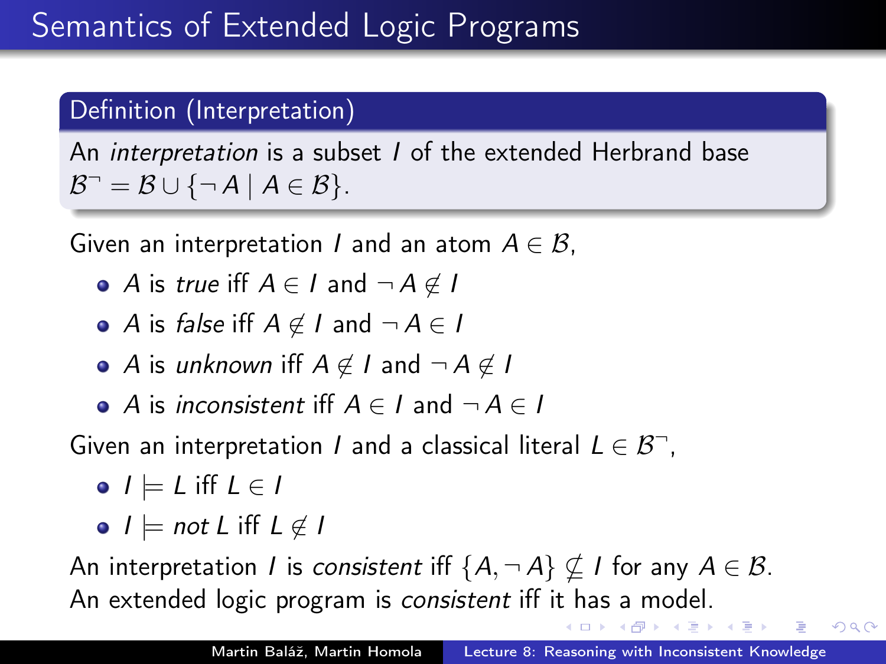# Semantics of Extended Logic Programs

**Definition (Interpretation)**

An *interpretation* is a subset $I$ of the extended Herbrand base $\mathcal{B}^\neg = \mathcal{B} \cup \{\neg A \mid A \in \mathcal{B}\}$.

Given an interpretation $I$ and an atom $A \in \mathcal{B}$,

- $A$ is *true* iff $A \in I$ and $\neg A \notin I$
- $A$ is *false* iff $A \notin I$ and $\neg A \in I$
- $A$ is *unknown* iff $A \notin I$ and $\neg A \notin I$
- $A$ is *inconsistent* iff $A \in I$ and $\neg A \in I$

Given an interpretation $I$ and a classical literal $L \in \mathcal{B}^\neg$,

- $I \models L$ iff $L \in I$
- $I \models \textit{not } L$ iff $L \notin I$

An interpretation $I$ is *consistent* iff $\{A, \neg A\} \nsubseteq I$ for any $A \in \mathcal{B}$.
An extended logic program is *consistent* iff it has a model.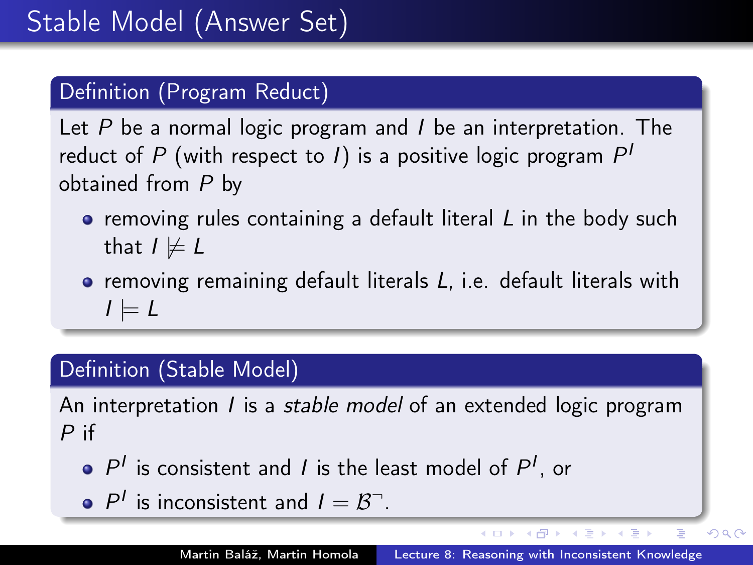# Stable Model (Answer Set)

**Definition (Program Reduct)**

Let $P$ be a normal logic program and $I$ be an interpretation. The reduct of $P$ (with respect to $I$) is a positive logic program $P^I$ obtained from $P$ by

- removing rules containing a default literal $L$ in the body such that $I \not\models L$
- removing remaining default literals $L$, i.e. default literals with $I \models L$

**Definition (Stable Model)**

An interpretation $I$ is a *stable model* of an extended logic program $P$ if

- $P^I$ is consistent and $I$ is the least model of $P^I$, or
- $P^I$ is inconsistent and $I = \mathcal{B}^{\neg}$.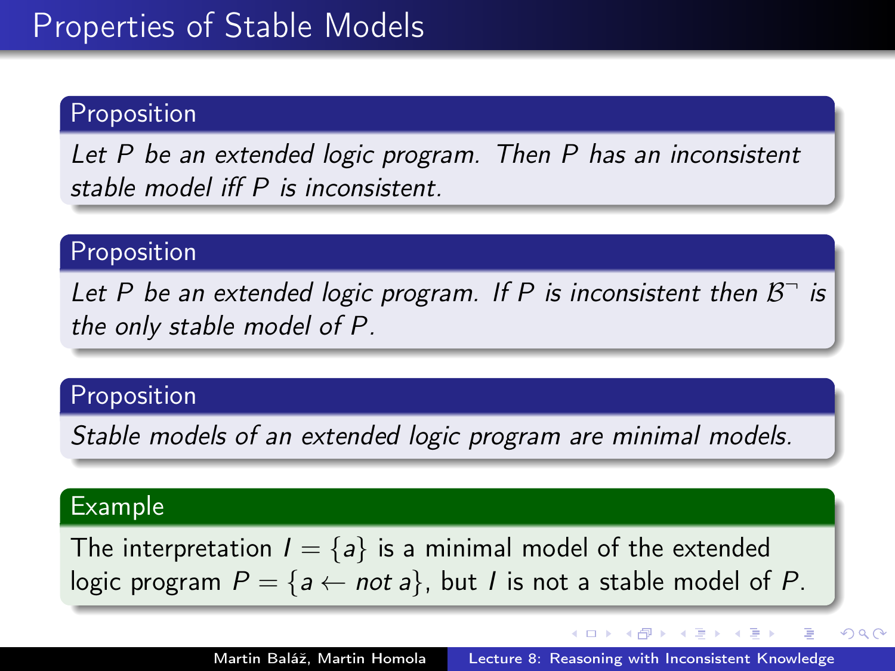# Properties of Stable Models

**Proposition**

*Let $P$ be an extended logic program. Then $P$ has an inconsistent stable model iff $P$ is inconsistent.*

**Proposition**

*Let $P$ be an extended logic program. If $P$ is inconsistent then $\mathcal{B}^{\neg}$ is the only stable model of $P$.*

**Proposition**

*Stable models of an extended logic program are minimal models.*

**Example**

The interpretation $I = \{a\}$ is a minimal model of the extended logic program $P = \{a \leftarrow \mathit{not}\ a\}$, but $I$ is not a stable model of $P$.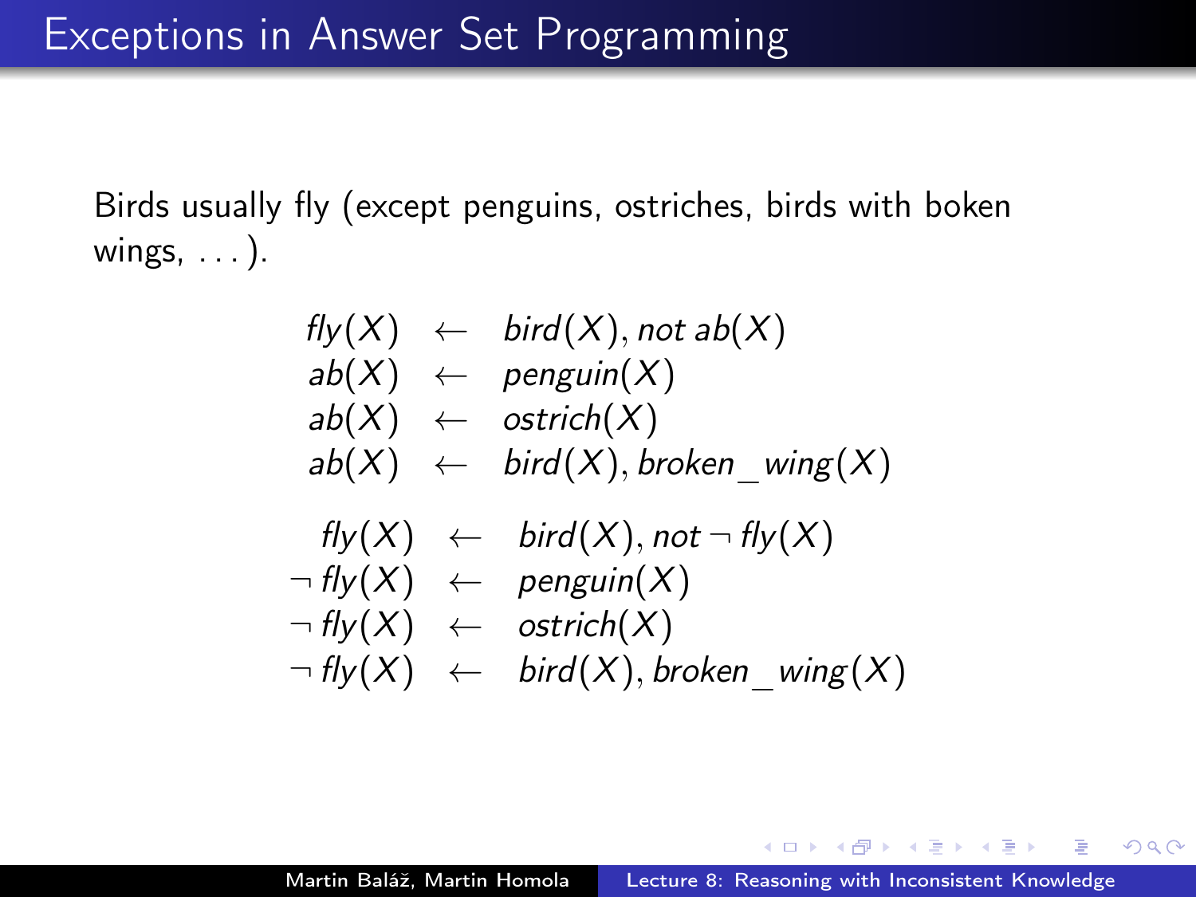# Exceptions in Answer Set Programming

Birds usually fly (except penguins, ostriches, birds with boken wings, ...).

$$
\begin{aligned}
fly(X) &\leftarrow bird(X), not\ ab(X) \\
ab(X) &\leftarrow penguin(X) \\
ab(X) &\leftarrow ostrich(X) \\
ab(X) &\leftarrow bird(X), broken\_wing(X)
\end{aligned}
$$

$$
\begin{aligned}
fly(X) &\leftarrow bird(X), not\ \neg fly(X) \\
\neg fly(X) &\leftarrow penguin(X) \\
\neg fly(X) &\leftarrow ostrich(X) \\
\neg fly(X) &\leftarrow bird(X), broken\_wing(X)
\end{aligned}
$$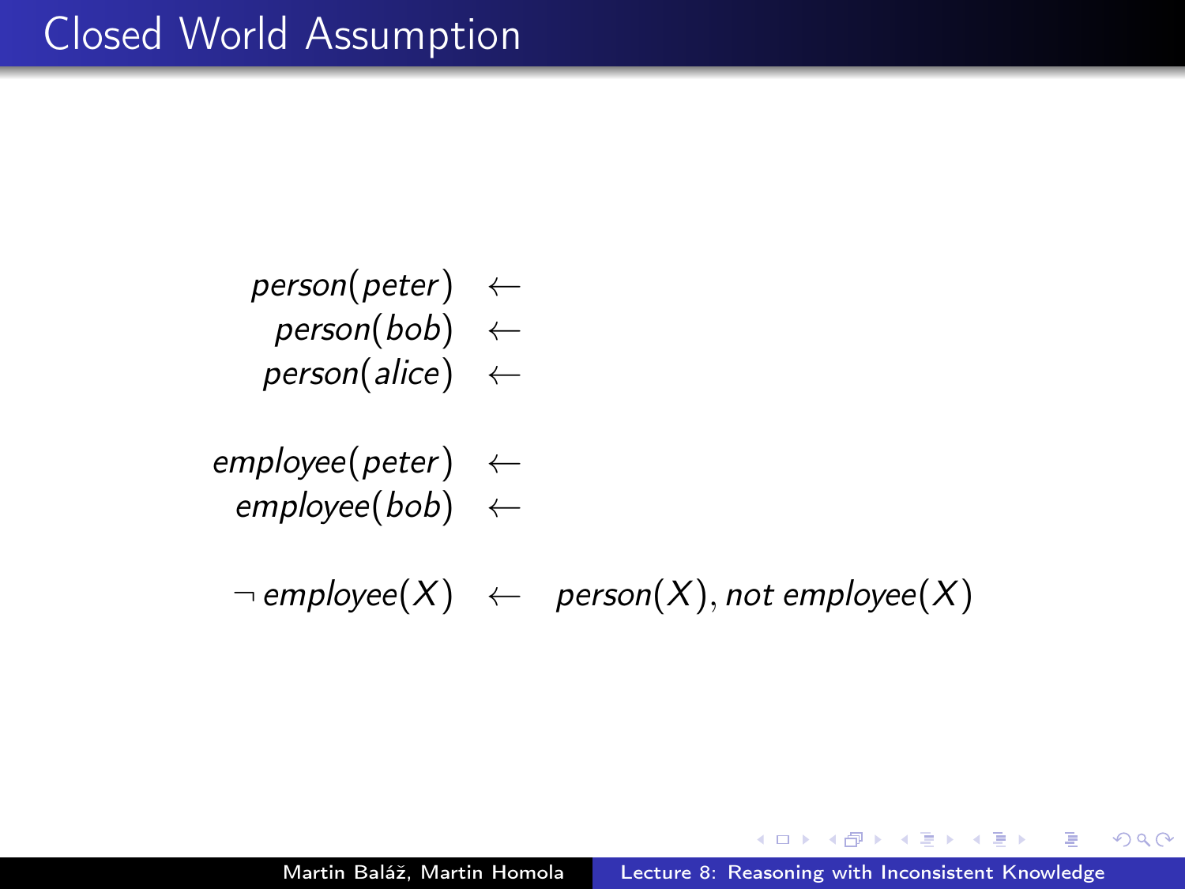# Closed World Assumption

$$
\begin{aligned}
person(peter) &\leftarrow \\
person(bob) &\leftarrow \\
person(alice) &\leftarrow \\
\\
employee(peter) &\leftarrow \\
employee(bob) &\leftarrow \\
\\
\neg\, employee(X) &\leftarrow \quad person(X), not\ employee(X)
\end{aligned}
$$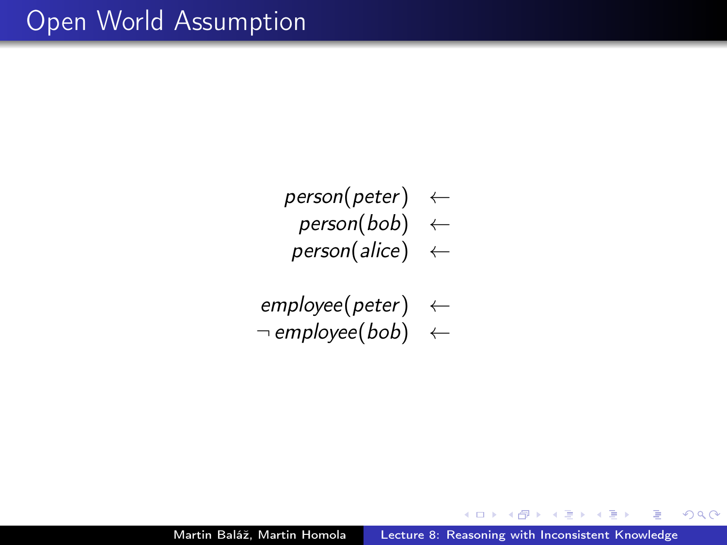# Open World Assumption

$$
\begin{aligned}
person(peter) &\leftarrow \\
person(bob) &\leftarrow \\
person(alice) &\leftarrow \\
\\
employee(peter) &\leftarrow \\
\neg\, employee(bob) &\leftarrow
\end{aligned}
$$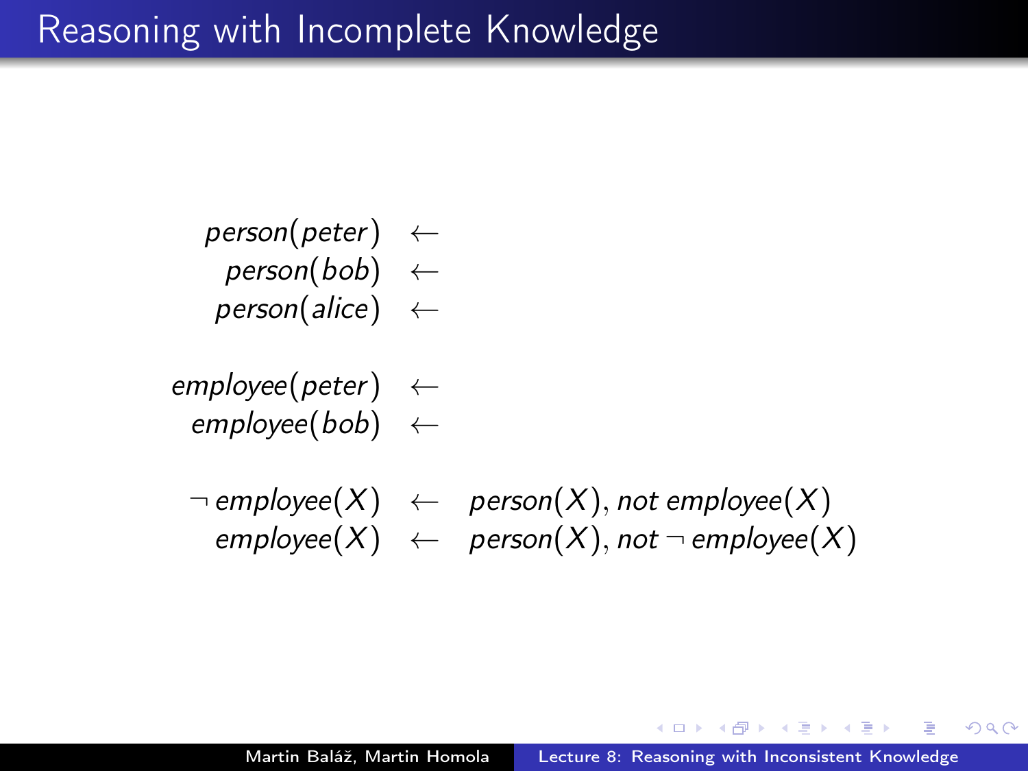# Reasoning with Incomplete Knowledge

$$
\begin{aligned}
person(peter) &\leftarrow \\
person(bob) &\leftarrow \\
person(alice) &\leftarrow \\
\\
employee(peter) &\leftarrow \\
employee(bob) &\leftarrow \\
\\
\neg\, employee(X) &\leftarrow \quad person(X), not\ employee(X) \\
employee(X) &\leftarrow \quad person(X), not\ \neg\, employee(X)
\end{aligned}
$$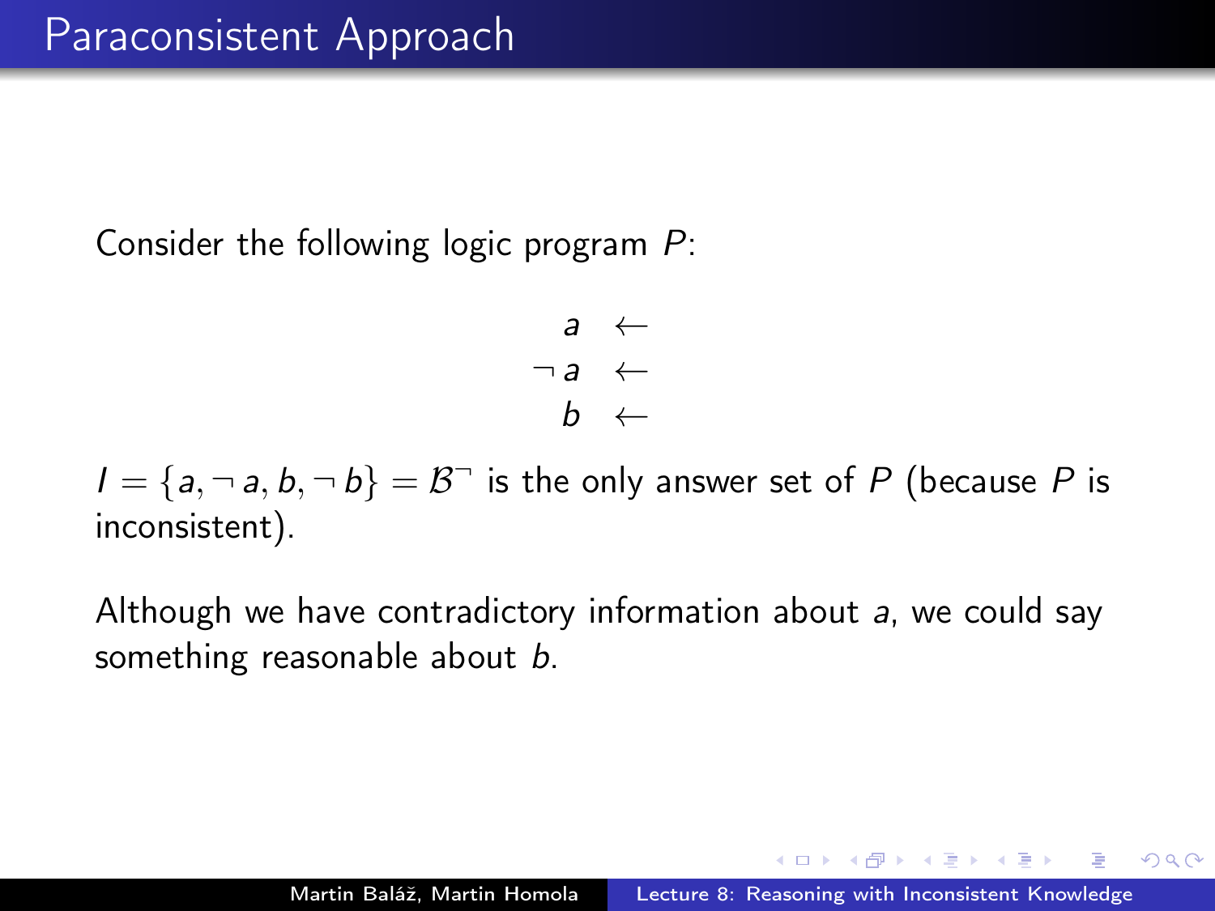# Paraconsistent Approach

Consider the following logic program $P$:

$$
\begin{aligned}
a &\leftarrow \\
\neg a &\leftarrow \\
b &\leftarrow
\end{aligned}
$$

$I = \{a, \neg a, b, \neg b\} = \mathcal{B}^{\neg}$ is the only answer set of $P$ (because $P$ is inconsistent).

Although we have contradictory information about $a$, we could say something reasonable about $b$.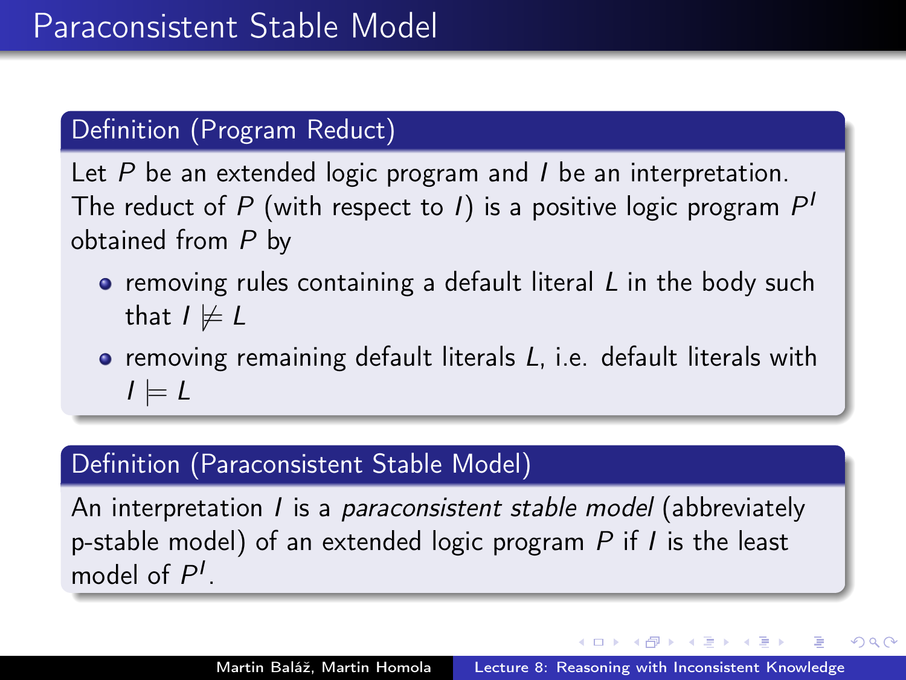# Paraconsistent Stable Model

### Definition (Program Reduct)

Let $P$ be an extended logic program and $I$ be an interpretation. The reduct of $P$ (with respect to $I$) is a positive logic program $P^I$ obtained from $P$ by

- removing rules containing a default literal $L$ in the body such that $I \not\models L$
- removing remaining default literals $L$, i.e. default literals with $I \models L$

### Definition (Paraconsistent Stable Model)

An interpretation $I$ is a *paraconsistent stable model* (abbreviately p-stable model) of an extended logic program $P$ if $I$ is the least model of $P^I$.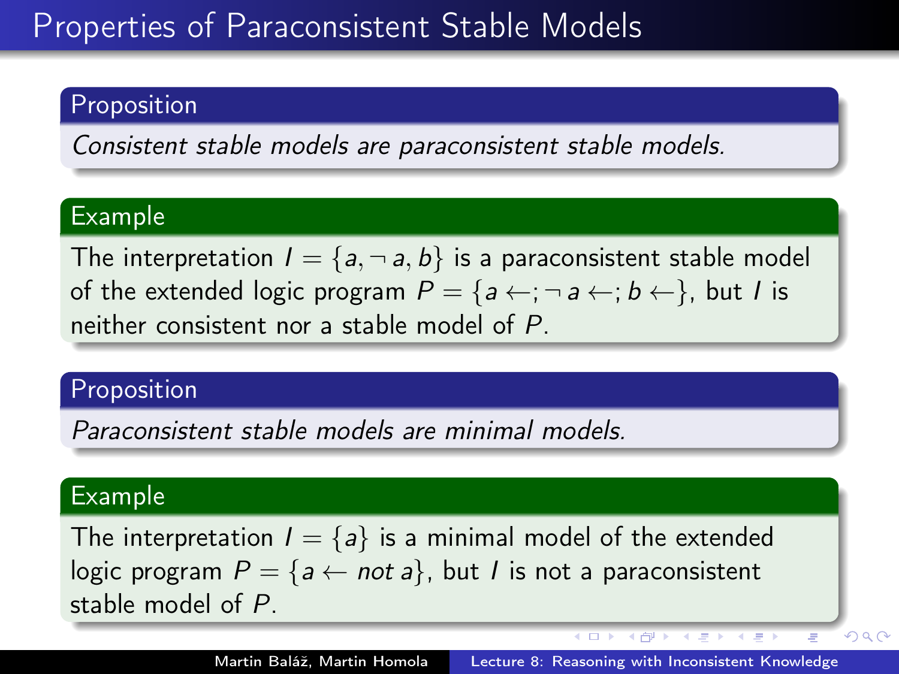# Properties of Paraconsistent Stable Models

**Proposition**

*Consistent stable models are paraconsistent stable models.*

**Example**

The interpretation $I = \{a, \neg a, b\}$ is a paraconsistent stable model of the extended logic program $P = \{a \leftarrow; \neg a \leftarrow; b \leftarrow\}$, but $I$ is neither consistent nor a stable model of $P$.

**Proposition**

*Paraconsistent stable models are minimal models.*

**Example**

The interpretation $I = \{a\}$ is a minimal model of the extended logic program $P = \{a \leftarrow \mathit{not}\ a\}$, but $I$ is not a paraconsistent stable model of $P$.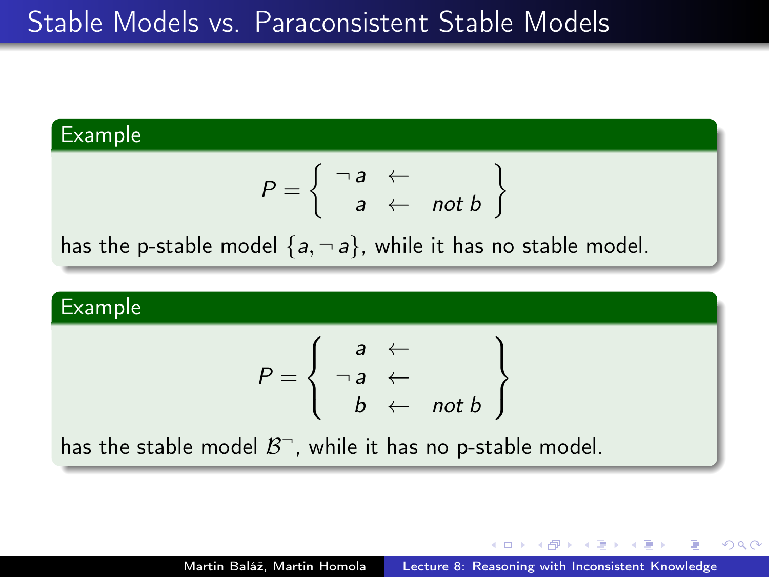# Stable Models vs. Paraconsistent Stable Models

**Example**

$$P = \left\{ \begin{array}{rcl} \neg\, a & \leftarrow & \\ a & \leftarrow & \mathit{not}\ b \end{array} \right\}$$

has the p-stable model $\{a, \neg\, a\}$, while it has no stable model.

**Example**

$$P = \left\{ \begin{array}{rcl} a & \leftarrow & \\ \neg\, a & \leftarrow & \\ b & \leftarrow & \mathit{not}\ b \end{array} \right\}$$

has the stable model $\mathcal{B}^{\neg}$, while it has no p-stable model.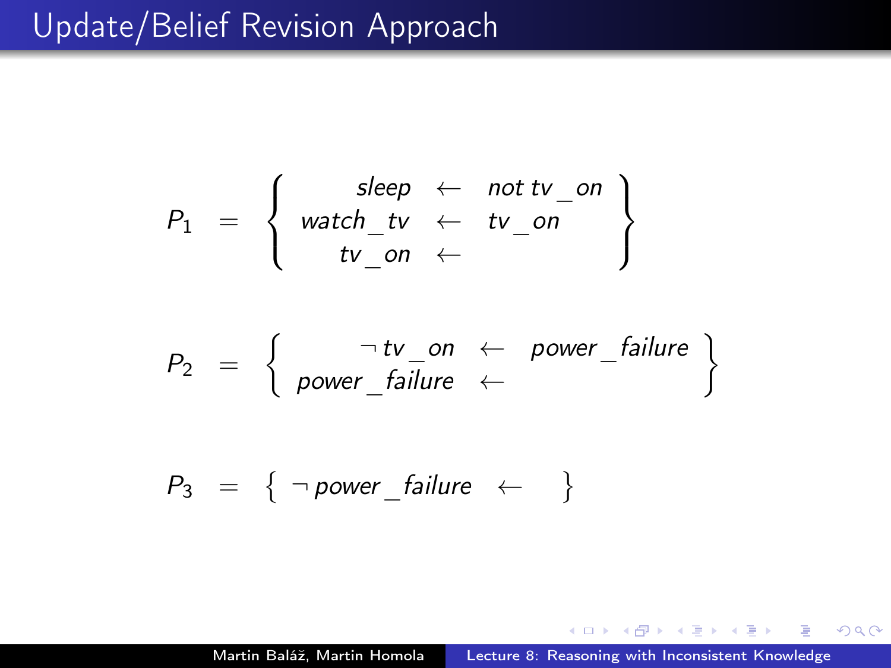# Update/Belief Revision Approach

$$P_1 = \left\{ \begin{array}{rcl} sleep & \leftarrow & not\ tv\_on \\ watch\_tv & \leftarrow & tv\_on \\ tv\_on & \leftarrow & \end{array} \right\}$$

$$P_2 = \left\{ \begin{array}{rcl} \neg\, tv\_on & \leftarrow & power\_failure \\ power\_failure & \leftarrow & \end{array} \right\}$$

$$P_3 = \left\{ \neg\, power\_failure \leftarrow \right\}$$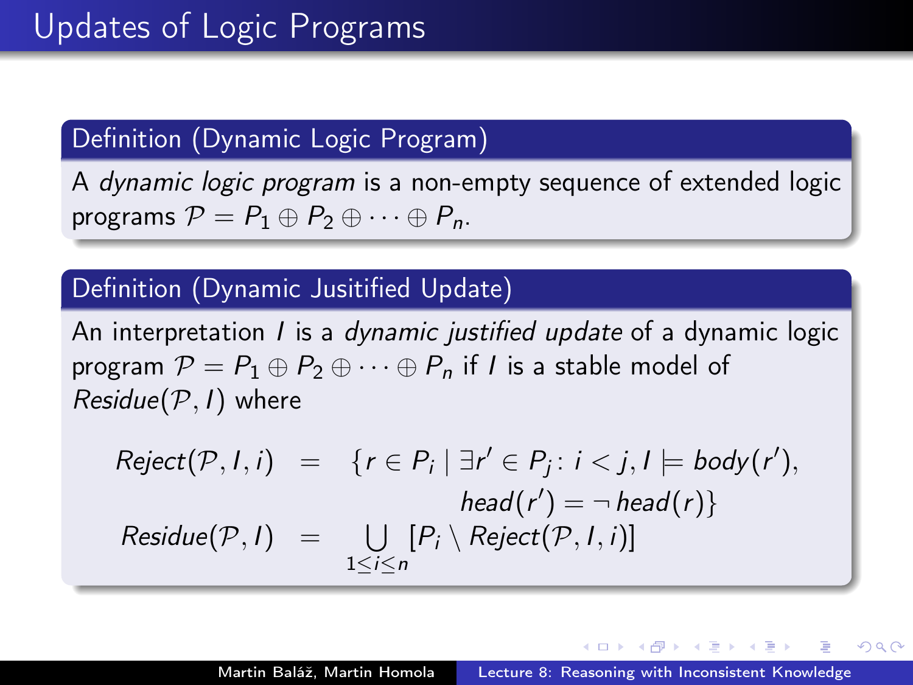# Updates of Logic Programs

**Definition (Dynamic Logic Program)**

A *dynamic logic program* is a non-empty sequence of extended logic programs $\mathcal{P} = P_1 \oplus P_2 \oplus \cdots \oplus P_n$.

**Definition (Dynamic Jusitified Update)**

An interpretation $I$ is a *dynamic justified update* of a dynamic logic program $\mathcal{P} = P_1 \oplus P_2 \oplus \cdots \oplus P_n$ if $I$ is a stable model of $\mathit{Residue}(\mathcal{P}, I)$ where

$$
\begin{aligned}
\mathit{Reject}(\mathcal{P}, I, i) &= \{ r \in P_i \mid \exists r' \in P_j \colon i < j, I \models \mathit{body}(r'), \\
&\qquad\qquad \mathit{head}(r') = \neg\, \mathit{head}(r) \} \\
\mathit{Residue}(\mathcal{P}, I) &= \bigcup_{1 \leq i \leq n} [P_i \setminus \mathit{Reject}(\mathcal{P}, I, i)]
\end{aligned}
$$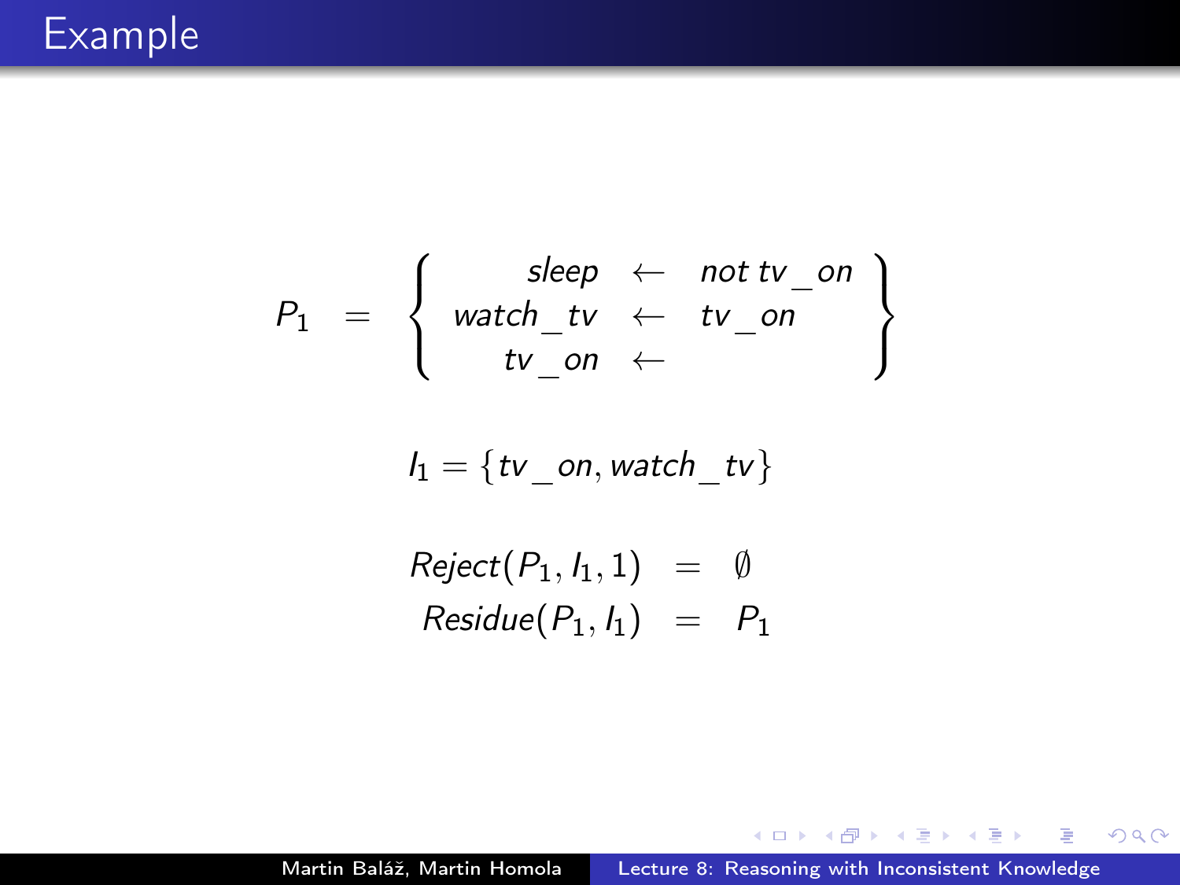# Example

$$
P_1 = \left\{ \begin{array}{rcl} sleep & \leftarrow & not\ tv\_on \\ watch\_tv & \leftarrow & tv\_on \\ tv\_on & \leftarrow & \end{array} \right\}
$$

$$
I_1 = \{tv\_on, watch\_tv\}
$$

$$
\begin{array}{rcl} Reject(P_1, I_1, 1) & = & \emptyset \\ Residue(P_1, I_1) & = & P_1 \end{array}
$$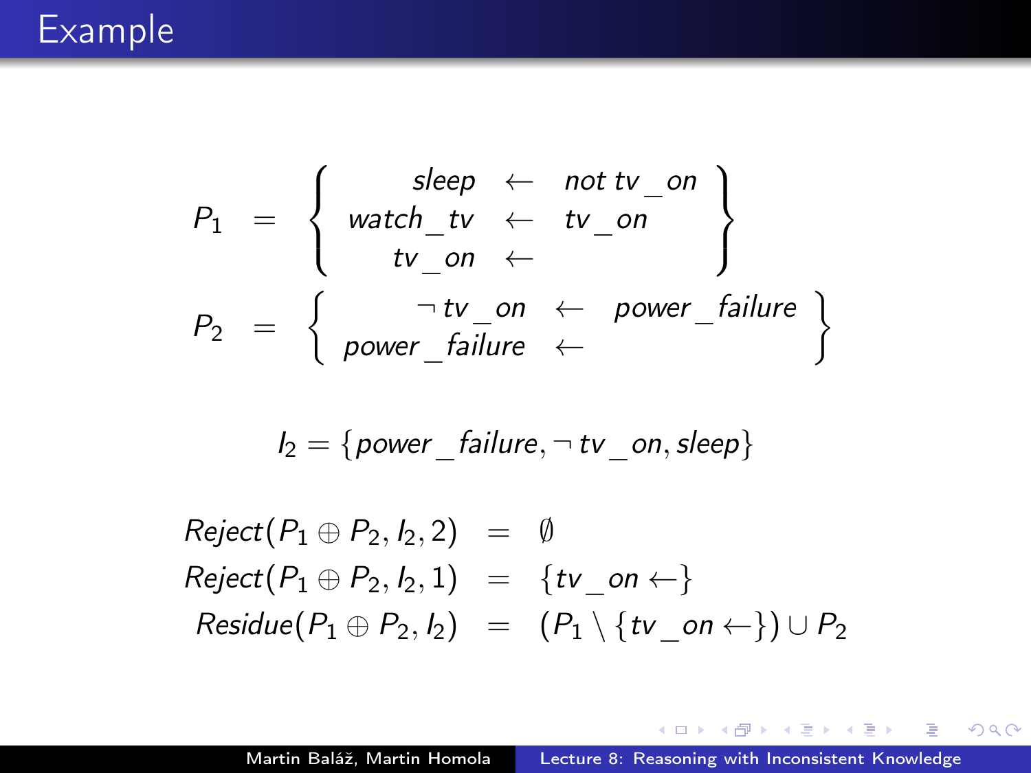# Example

$$P_1 = \left\{ \begin{array}{rcl} sleep & \leftarrow & not\ tv\_on \\ watch\_tv & \leftarrow & tv\_on \\ tv\_on & \leftarrow & \end{array} \right\}$$

$$P_2 = \left\{ \begin{array}{rcl} \neg\, tv\_on & \leftarrow & power\_failure \\ power\_failure & \leftarrow & \end{array} \right\}$$

$$I_2 = \{power\_failure, \neg\, tv\_on, sleep\}$$

$$\begin{array}{rcl} Reject(P_1 \oplus P_2, I_2, 2) & = & \emptyset \\ Reject(P_1 \oplus P_2, I_2, 1) & = & \{tv\_on \leftarrow\} \\ Residue(P_1 \oplus P_2, I_2) & = & (P_1 \setminus \{tv\_on \leftarrow\}) \cup P_2 \end{array}$$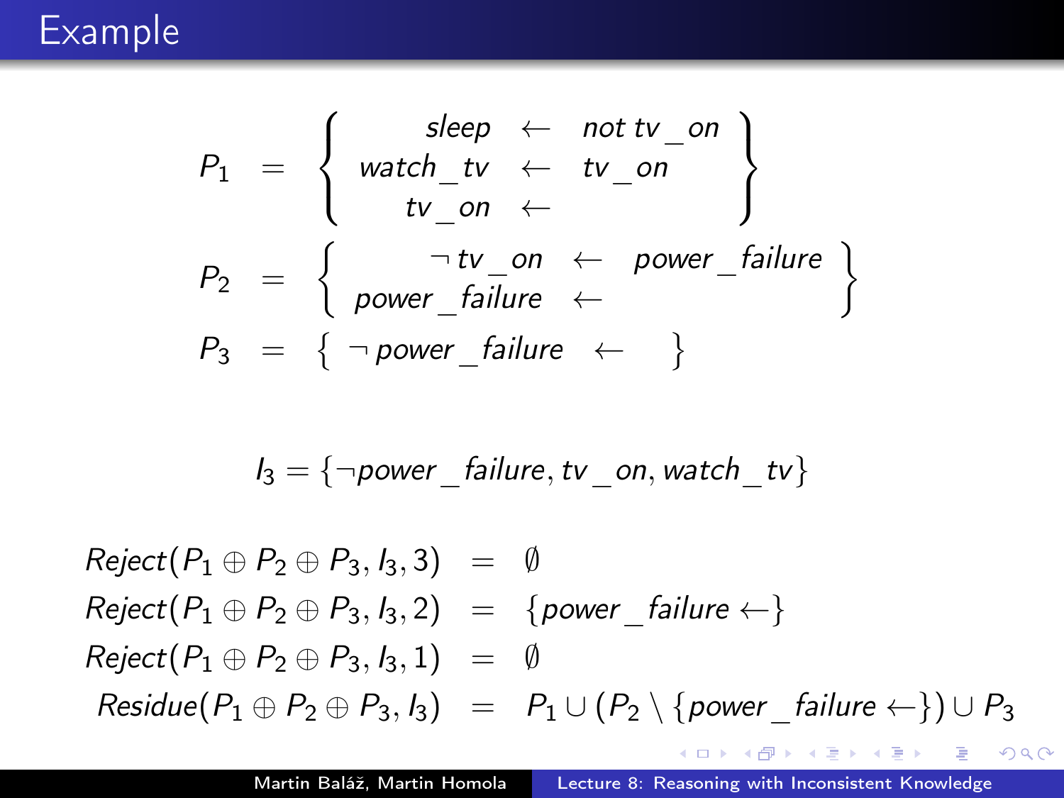# Example

$$
P_1 = \left\{ \begin{array}{rcl} sleep & \leftarrow & not\ tv\_on \\ watch\_tv & \leftarrow & tv\_on \\ tv\_on & \leftarrow & \end{array} \right\}
$$

$$
P_2 = \left\{ \begin{array}{rcl} \neg\, tv\_on & \leftarrow & power\_failure \\ power\_failure & \leftarrow & \end{array} \right\}
$$

$$
P_3 = \left\{ \neg\, power\_failure \leftarrow \right\}
$$

$$
I_3 = \{\neg power\_failure, tv\_on, watch\_tv\}
$$

$$
\begin{array}{rcl}
Reject(P_1 \oplus P_2 \oplus P_3, I_3, 3) & = & \emptyset \\
Reject(P_1 \oplus P_2 \oplus P_3, I_3, 2) & = & \{power\_failure \leftarrow\} \\
Reject(P_1 \oplus P_2 \oplus P_3, I_3, 1) & = & \emptyset \\
Residue(P_1 \oplus P_2 \oplus P_3, I_3) & = & P_1 \cup (P_2 \setminus \{power\_failure \leftarrow\}) \cup P_3
\end{array}
$$